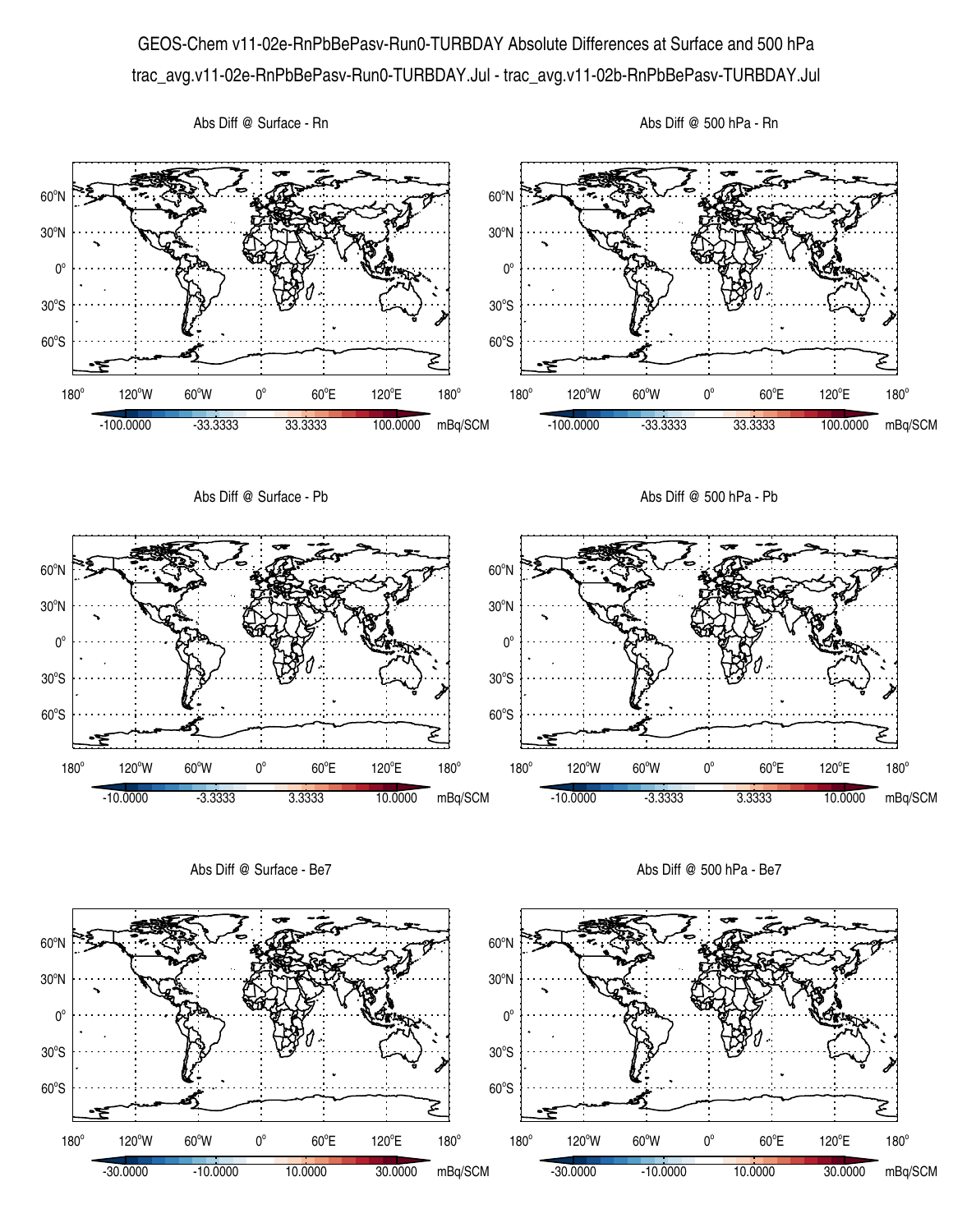# GEOS-Chem v11-02e-RnPbBePasv-Run0-TURBDAY Absolute Differences at Surface and 500 hPa

trac_avg.v11-02e-RnPbBePasv-Run0-TURBDAY.Jul - trac_avg.v11-02b-RnPbBePasv-TURBDAY.Jul

Abs Diff @ Surface - Rn

Abs Diff @ 500 hPa - Rn

-100.0000 -33.3333 33.3333 100.0000 mBq/SCM

Abs Diff @ Surface - Pb

Abs Diff @ 500 hPa - Pb

-10.0000 -3.3333 3.3333 10.0000 mBq/SCM

Abs Diff @ Surface - Be7

Abs Diff @ 500 hPa - Be7

-30.0000 -10.0000 10.0000 30.0000 mBq/SCM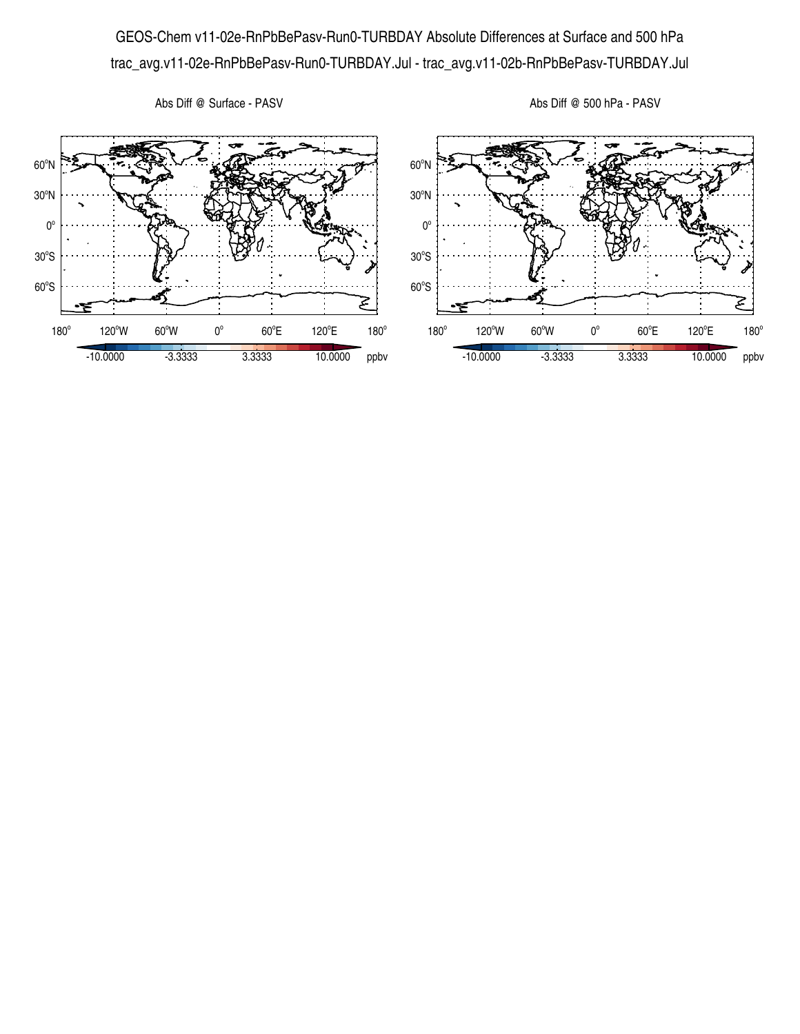GEOS-Chem v11-02e-RnPbBePasv-Run0-TURBDAY Absolute Differences at Surface and 500 hPa

trac_avg.v11-02e-RnPbBePasv-Run0-TURBDAY.Jul - trac_avg.v11-02b-RnPbBePasv-TURBDAY.Jul

Abs Diff @ Surface - PASV

60°N
30°N
0°
30°S
60°S

180° 120°W 60°W 0° 60°E 120°E 180°

-10.0000 -3.3333 3.3333 10.0000 ppbv

Abs Diff @ 500 hPa - PASV

60°N
30°N
0°
30°S
60°S

180° 120°W 60°W 0° 60°E 120°E 180°

-10.0000 -3.3333 3.3333 10.0000 ppbv